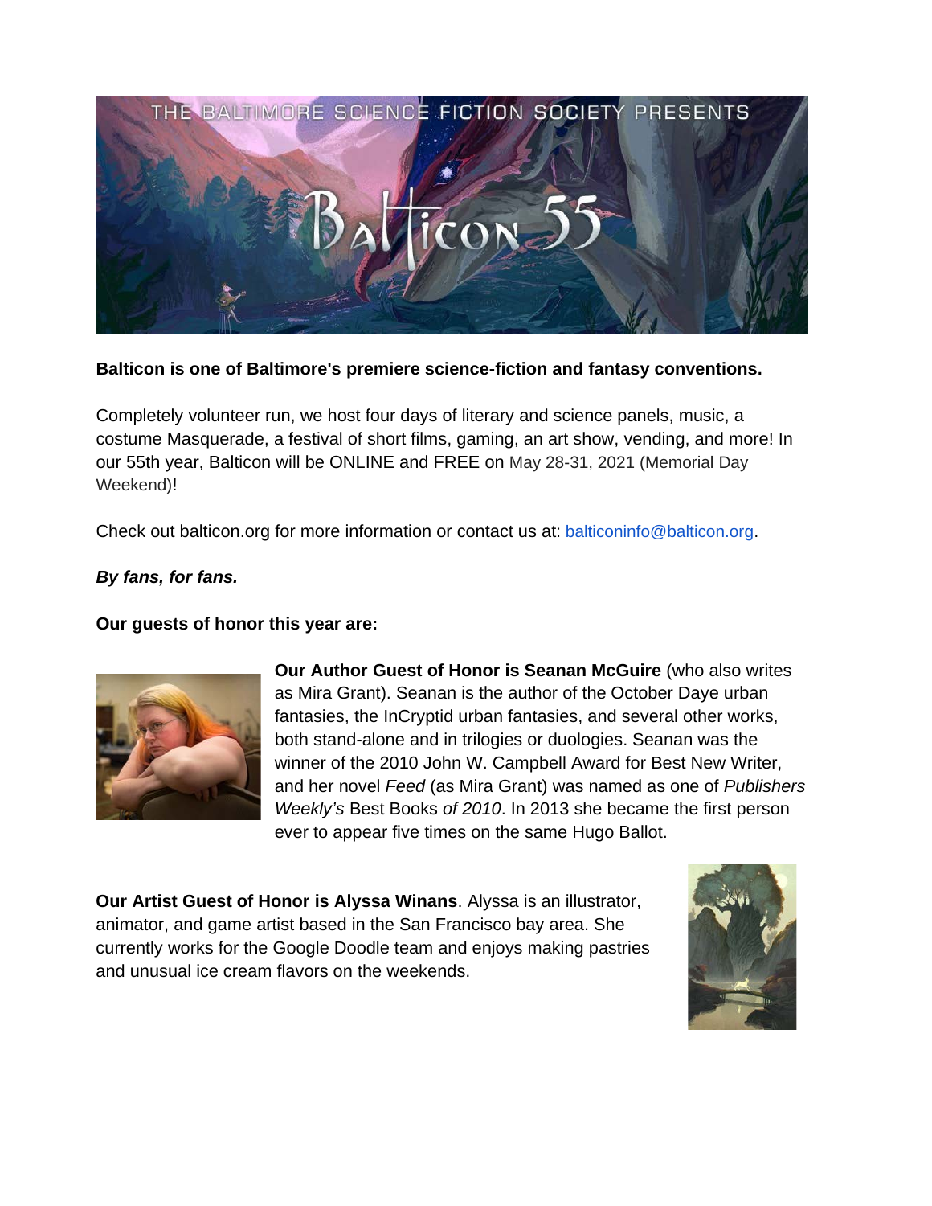**Balticon is one of Baltimore's premiere science-fiction and fantasy conventions.**

Completely volunteer run, we host four days of literary and science panels, music, a costume Masquerade, a festival of short films, gaming, an art show, vending, and more! In our 55th year, Balticon will be ONLINE and FREE on May 28-31, 2021 (Memorial Day Weekend)!

Check out balticon.org for more information or contact us at: balticoninfo@balticon.org.

***By fans, for fans.***

**Our guests of honor this year are:**

**Our Author Guest of Honor is Seanan McGuire** (who also writes as Mira Grant). Seanan is the author of the October Daye urban fantasies, the InCryptid urban fantasies, and several other works, both stand-alone and in trilogies or duologies. Seanan was the winner of the 2010 John W. Campbell Award for Best New Writer, and her novel *Feed* (as Mira Grant) was named as one of *Publishers Weekly's* Best Books *of 2010*. In 2013 she became the first person ever to appear five times on the same Hugo Ballot.

**Our Artist Guest of Honor is Alyssa Winans**. Alyssa is an illustrator, animator, and game artist based in the San Francisco bay area. She currently works for the Google Doodle team and enjoys making pastries and unusual ice cream flavors on the weekends.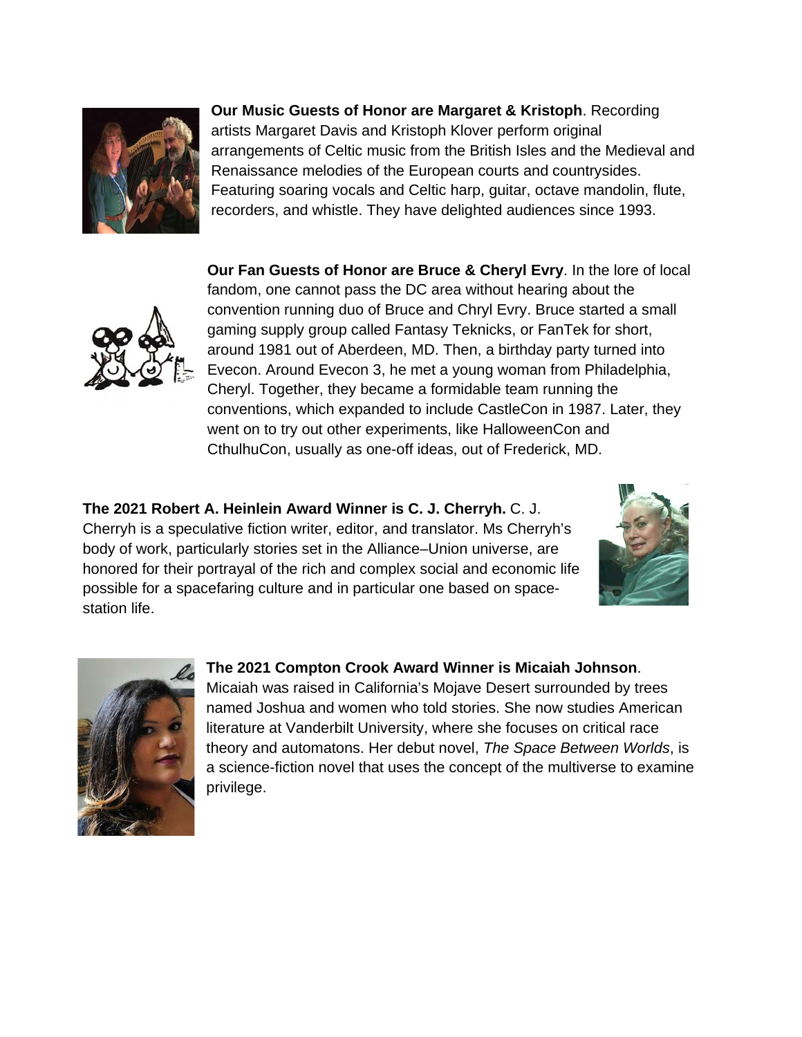**Our Music Guests of Honor are Margaret & Kristoph**. Recording artists Margaret Davis and Kristoph Klover perform original arrangements of Celtic music from the British Isles and the Medieval and Renaissance melodies of the European courts and countrysides. Featuring soaring vocals and Celtic harp, guitar, octave mandolin, flute, recorders, and whistle. They have delighted audiences since 1993.

**Our Fan Guests of Honor are Bruce & Cheryl Evry**. In the lore of local fandom, one cannot pass the DC area without hearing about the convention running duo of Bruce and Chryl Evry. Bruce started a small gaming supply group called Fantasy Teknicks, or FanTek for short, around 1981 out of Aberdeen, MD. Then, a birthday party turned into Evecon. Around Evecon 3, he met a young woman from Philadelphia, Cheryl. Together, they became a formidable team running the conventions, which expanded to include CastleCon in 1987. Later, they went on to try out other experiments, like HalloweenCon and CthulhuCon, usually as one-off ideas, out of Frederick, MD.

**The 2021 Robert A. Heinlein Award Winner is C. J. Cherryh.** C. J. Cherryh is a speculative fiction writer, editor, and translator. Ms Cherryh's body of work, particularly stories set in the Alliance–Union universe, are honored for their portrayal of the rich and complex social and economic life possible for a spacefaring culture and in particular one based on space-station life.

**The 2021 Compton Crook Award Winner is Micaiah Johnson**. Micaiah was raised in California's Mojave Desert surrounded by trees named Joshua and women who told stories. She now studies American literature at Vanderbilt University, where she focuses on critical race theory and automatons. Her debut novel, *The Space Between Worlds*, is a science-fiction novel that uses the concept of the multiverse to examine privilege.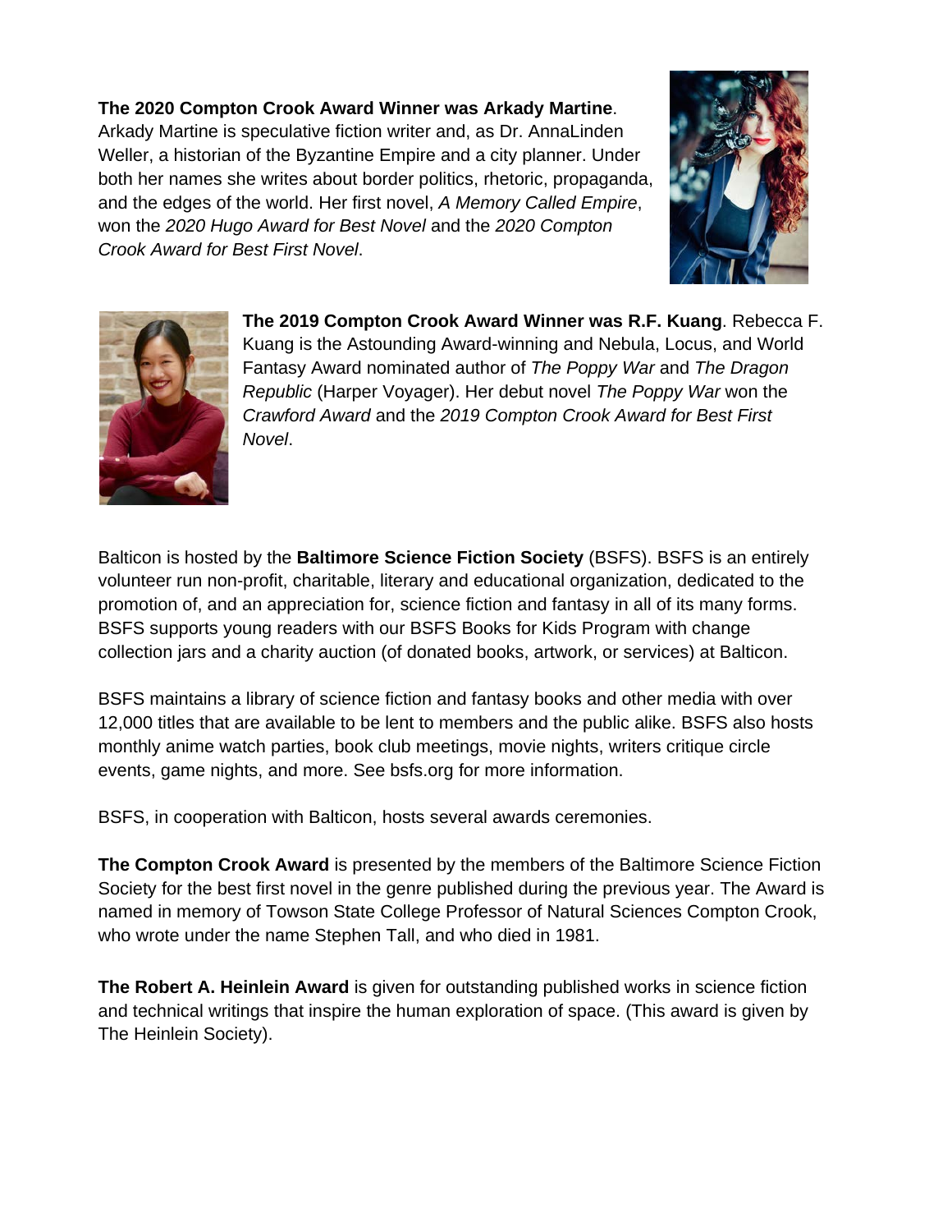**The 2020 Compton Crook Award Winner was Arkady Martine**. Arkady Martine is speculative fiction writer and, as Dr. AnnaLinden Weller, a historian of the Byzantine Empire and a city planner. Under both her names she writes about border politics, rhetoric, propaganda, and the edges of the world. Her first novel, *A Memory Called Empire*, won the *2020 Hugo Award for Best Novel* and the *2020 Compton Crook Award for Best First Novel*.

**The 2019 Compton Crook Award Winner was R.F. Kuang**. Rebecca F. Kuang is the Astounding Award-winning and Nebula, Locus, and World Fantasy Award nominated author of *The Poppy War* and *The Dragon Republic* (Harper Voyager). Her debut novel *The Poppy War* won the *Crawford Award* and the *2019 Compton Crook Award for Best First Novel*.

Balticon is hosted by the **Baltimore Science Fiction Society** (BSFS). BSFS is an entirely volunteer run non-profit, charitable, literary and educational organization, dedicated to the promotion of, and an appreciation for, science fiction and fantasy in all of its many forms. BSFS supports young readers with our BSFS Books for Kids Program with change collection jars and a charity auction (of donated books, artwork, or services) at Balticon.

BSFS maintains a library of science fiction and fantasy books and other media with over 12,000 titles that are available to be lent to members and the public alike. BSFS also hosts monthly anime watch parties, book club meetings, movie nights, writers critique circle events, game nights, and more. See bsfs.org for more information.

BSFS, in cooperation with Balticon, hosts several awards ceremonies.

**The Compton Crook Award** is presented by the members of the Baltimore Science Fiction Society for the best first novel in the genre published during the previous year. The Award is named in memory of Towson State College Professor of Natural Sciences Compton Crook, who wrote under the name Stephen Tall, and who died in 1981.

**The Robert A. Heinlein Award** is given for outstanding published works in science fiction and technical writings that inspire the human exploration of space. (This award is given by The Heinlein Society).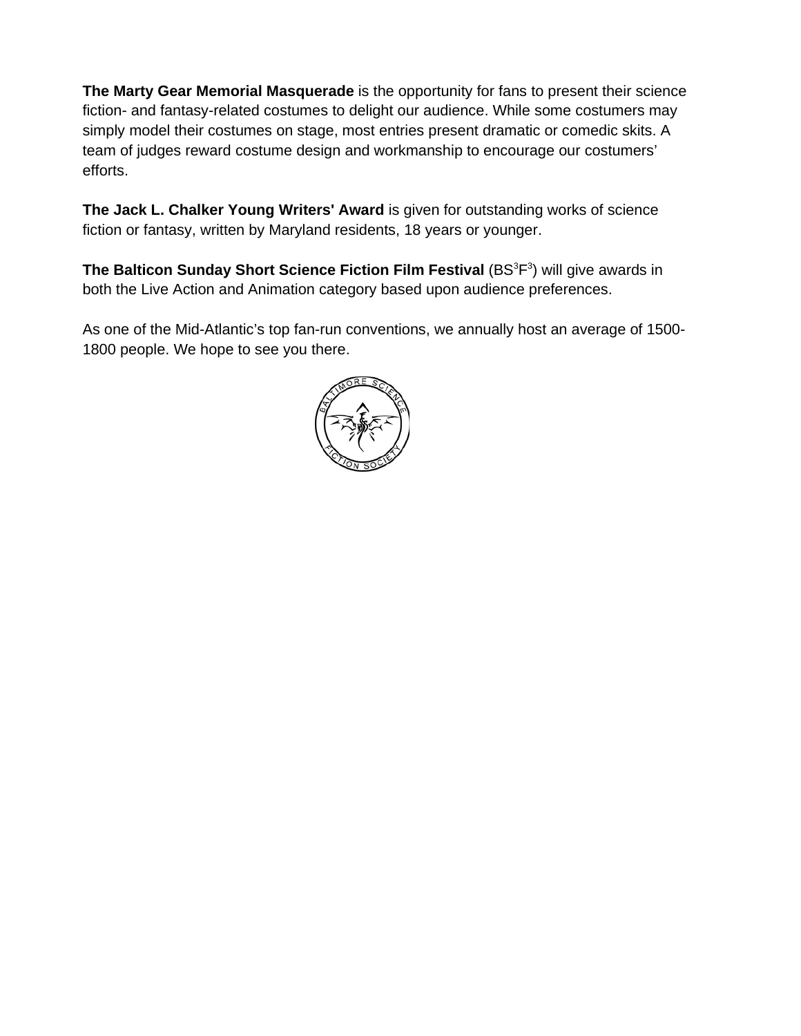**The Marty Gear Memorial Masquerade** is the opportunity for fans to present their science fiction- and fantasy-related costumes to delight our audience. While some costumers may simply model their costumes on stage, most entries present dramatic or comedic skits. A team of judges reward costume design and workmanship to encourage our costumers' efforts.

**The Jack L. Chalker Young Writers' Award** is given for outstanding works of science fiction or fantasy, written by Maryland residents, 18 years or younger.

**The Balticon Sunday Short Science Fiction Film Festival** ($BS^3F^3$) will give awards in both the Live Action and Animation category based upon audience preferences.

As one of the Mid-Atlantic's top fan-run conventions, we annually host an average of 1500-1800 people. We hope to see you there.

BALTIMORE SCIENCE FICTION SOCIETY